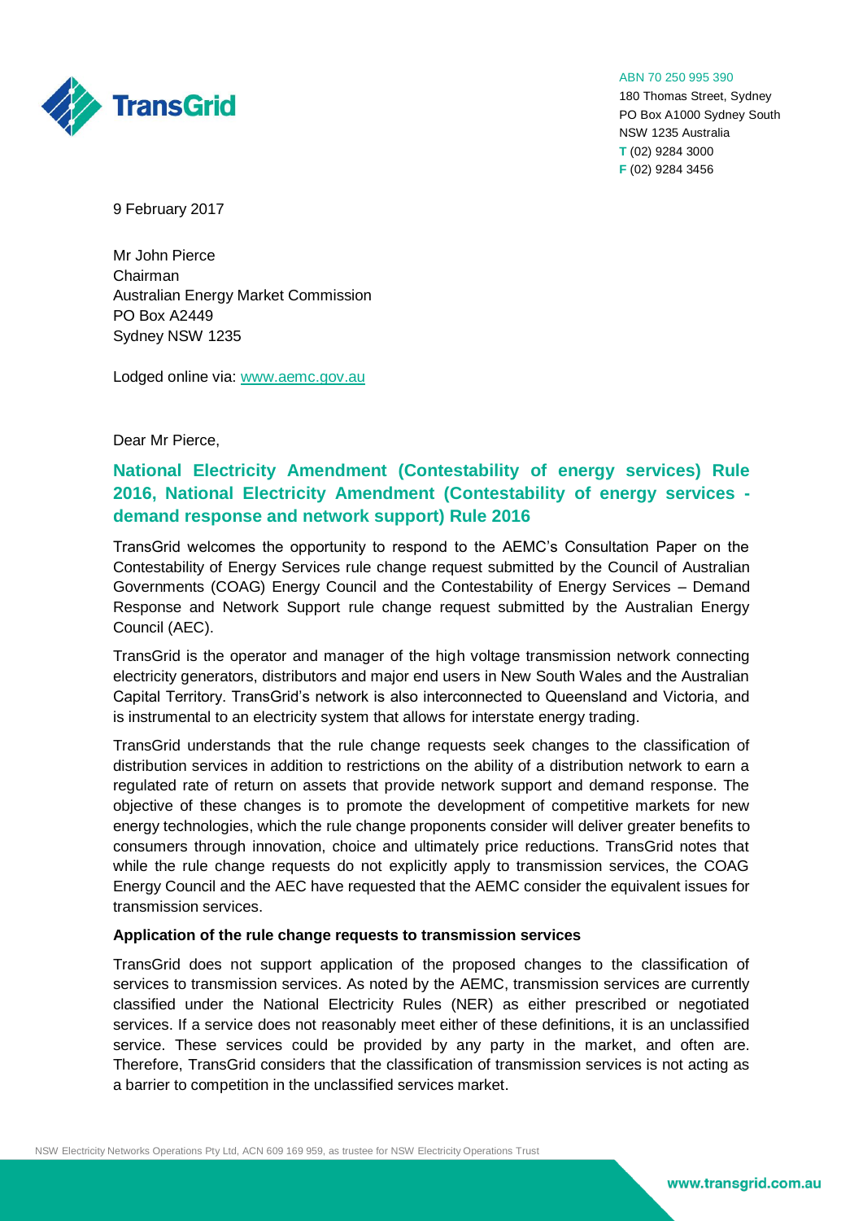ABN 70 250 995 390
180 Thomas Street, Sydney
PO Box A1000 Sydney South
NSW 1235 Australia
**T** (02) 9284 3000
**F** (02) 9284 3456

9 February 2017

Mr John Pierce
Chairman
Australian Energy Market Commission
PO Box A2449
Sydney NSW 1235

Lodged online via: www.aemc.gov.au

Dear Mr Pierce,

## National Electricity Amendment (Contestability of energy services) Rule 2016, National Electricity Amendment (Contestability of energy services - demand response and network support) Rule 2016

TransGrid welcomes the opportunity to respond to the AEMC's Consultation Paper on the Contestability of Energy Services rule change request submitted by the Council of Australian Governments (COAG) Energy Council and the Contestability of Energy Services – Demand Response and Network Support rule change request submitted by the Australian Energy Council (AEC).

TransGrid is the operator and manager of the high voltage transmission network connecting electricity generators, distributors and major end users in New South Wales and the Australian Capital Territory. TransGrid's network is also interconnected to Queensland and Victoria, and is instrumental to an electricity system that allows for interstate energy trading.

TransGrid understands that the rule change requests seek changes to the classification of distribution services in addition to restrictions on the ability of a distribution network to earn a regulated rate of return on assets that provide network support and demand response. The objective of these changes is to promote the development of competitive markets for new energy technologies, which the rule change proponents consider will deliver greater benefits to consumers through innovation, choice and ultimately price reductions. TransGrid notes that while the rule change requests do not explicitly apply to transmission services, the COAG Energy Council and the AEC have requested that the AEMC consider the equivalent issues for transmission services.

**Application of the rule change requests to transmission services**

TransGrid does not support application of the proposed changes to the classification of services to transmission services. As noted by the AEMC, transmission services are currently classified under the National Electricity Rules (NER) as either prescribed or negotiated services. If a service does not reasonably meet either of these definitions, it is an unclassified service. These services could be provided by any party in the market, and often are. Therefore, TransGrid considers that the classification of transmission services is not acting as a barrier to competition in the unclassified services market.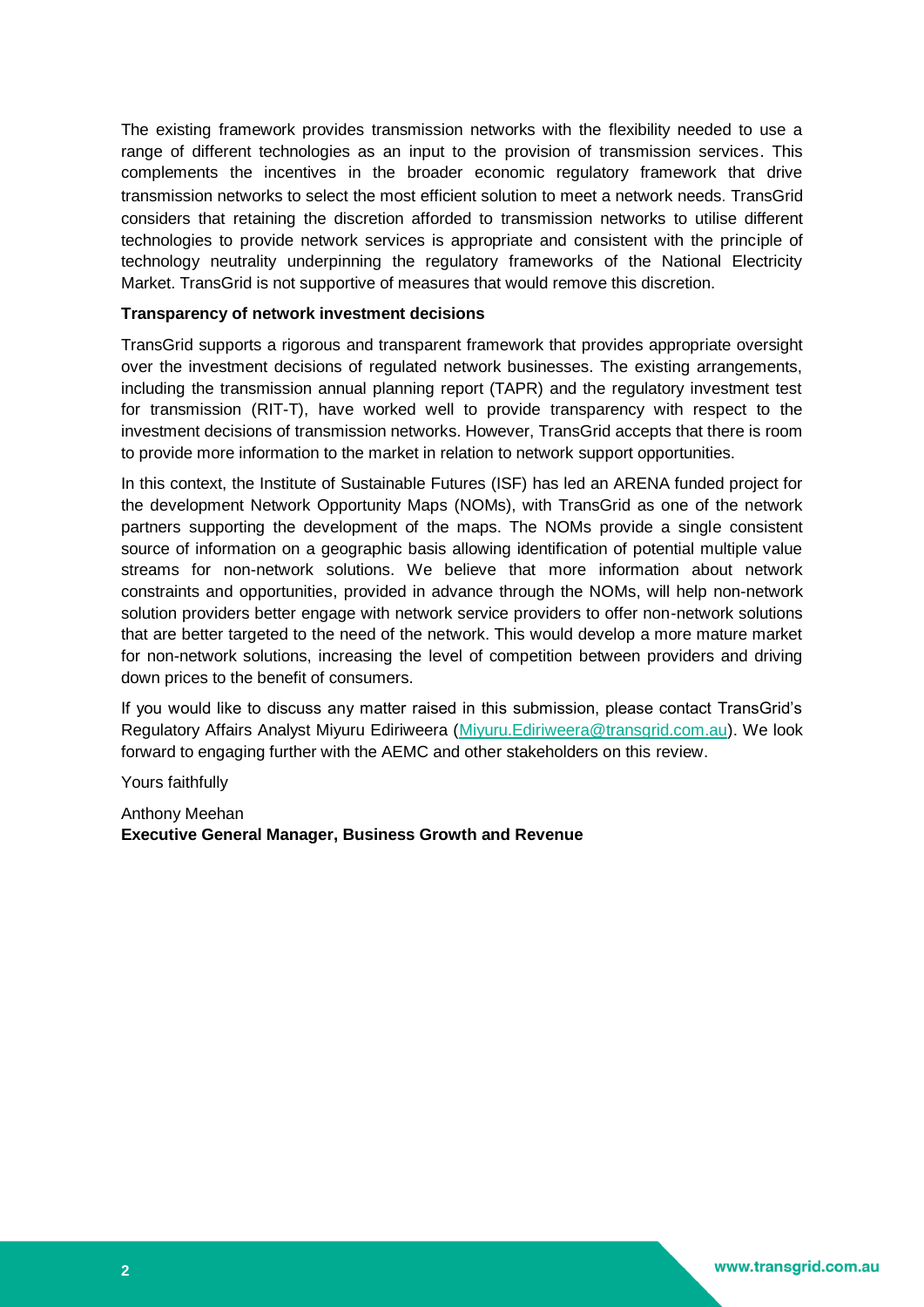The existing framework provides transmission networks with the flexibility needed to use a range of different technologies as an input to the provision of transmission services. This complements the incentives in the broader economic regulatory framework that drive transmission networks to select the most efficient solution to meet a network needs. TransGrid considers that retaining the discretion afforded to transmission networks to utilise different technologies to provide network services is appropriate and consistent with the principle of technology neutrality underpinning the regulatory frameworks of the National Electricity Market. TransGrid is not supportive of measures that would remove this discretion.

**Transparency of network investment decisions**

TransGrid supports a rigorous and transparent framework that provides appropriate oversight over the investment decisions of regulated network businesses. The existing arrangements, including the transmission annual planning report (TAPR) and the regulatory investment test for transmission (RIT-T), have worked well to provide transparency with respect to the investment decisions of transmission networks. However, TransGrid accepts that there is room to provide more information to the market in relation to network support opportunities.

In this context, the Institute of Sustainable Futures (ISF) has led an ARENA funded project for the development Network Opportunity Maps (NOMs), with TransGrid as one of the network partners supporting the development of the maps. The NOMs provide a single consistent source of information on a geographic basis allowing identification of potential multiple value streams for non-network solutions. We believe that more information about network constraints and opportunities, provided in advance through the NOMs, will help non-network solution providers better engage with network service providers to offer non-network solutions that are better targeted to the need of the network. This would develop a more mature market for non-network solutions, increasing the level of competition between providers and driving down prices to the benefit of consumers.

If you would like to discuss any matter raised in this submission, please contact TransGrid's Regulatory Affairs Analyst Miyuru Ediriweera (Miyuru.Ediriweera@transgrid.com.au). We look forward to engaging further with the AEMC and other stakeholders on this review.

Yours faithfully

Anthony Meehan
**Executive General Manager, Business Growth and Revenue**